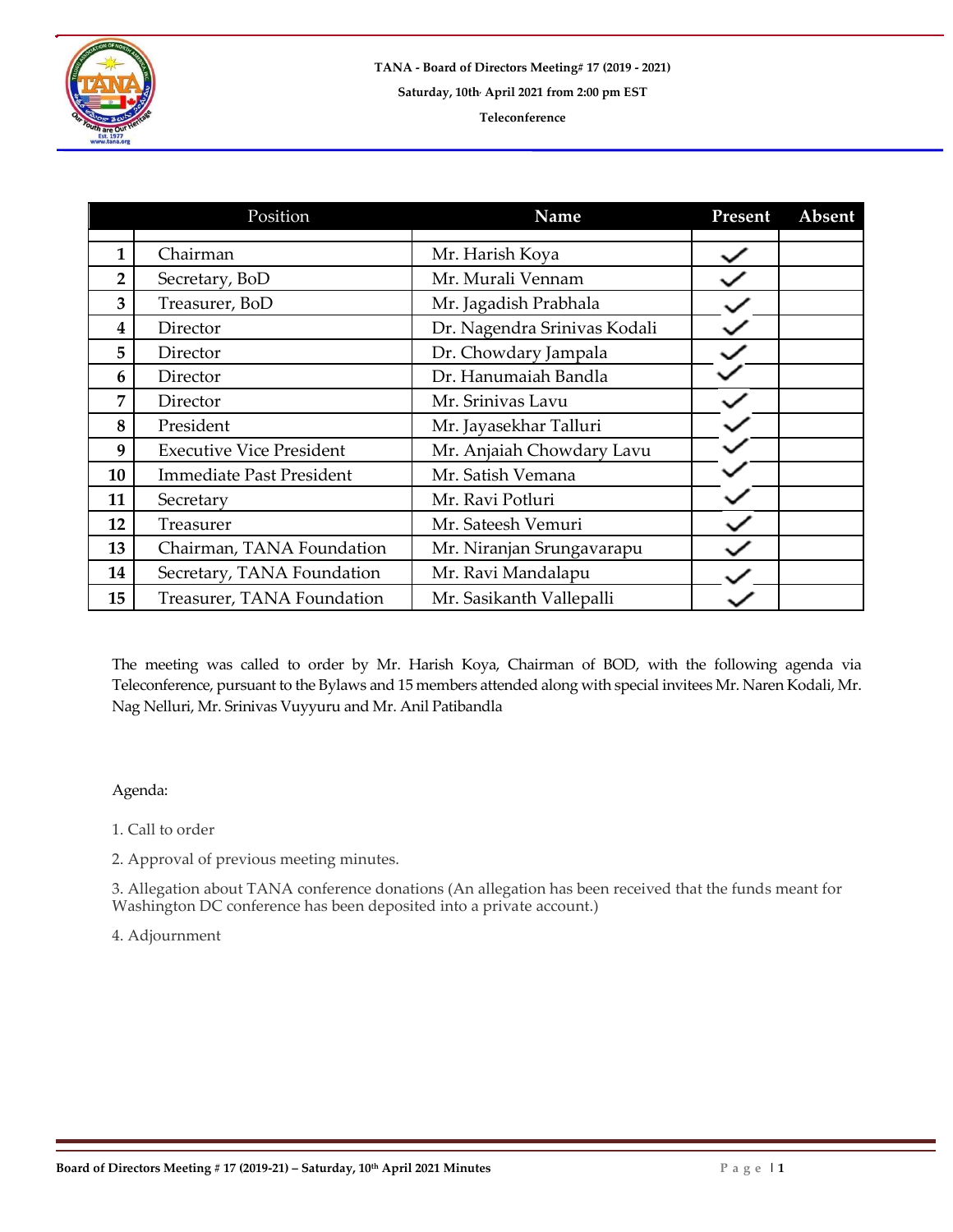**TANA - Board of Directors Meeting# 17 (2019 - 2021)**

**Saturday, 10th April 2021 from 2:00 pm EST**

**Teleconference**

| | Position | Name | Present | Absent |
|---|---|---|---|---|
| 1 | Chairman | Mr. Harish Koya | ✓ | |
| 2 | Secretary, BoD | Mr. Murali Vennam | ✓ | |
| 3 | Treasurer, BoD | Mr. Jagadish Prabhala | ✓ | |
| 4 | Director | Dr. Nagendra Srinivas Kodali | ✓ | |
| 5 | Director | Dr. Chowdary Jampala | ✓ | |
| 6 | Director | Dr. Hanumaiah Bandla | ✓ | |
| 7 | Director | Mr. Srinivas Lavu | ✓ | |
| 8 | President | Mr. Jayasekhar Talluri | ✓ | |
| 9 | Executive Vice President | Mr. Anjaiah Chowdary Lavu | ✓ | |
| 10 | Immediate Past President | Mr. Satish Vemana | ✓ | |
| 11 | Secretary | Mr. Ravi Potluri | ✓ | |
| 12 | Treasurer | Mr. Sateesh Vemuri | ✓ | |
| 13 | Chairman, TANA Foundation | Mr. Niranjan Srungavarapu | ✓ | |
| 14 | Secretary, TANA Foundation | Mr. Ravi Mandalapu | ✓ | |
| 15 | Treasurer, TANA Foundation | Mr. Sasikanth Vallepalli | ✓ | |

The meeting was called to order by Mr. Harish Koya, Chairman of BOD, with the following agenda via Teleconference, pursuant to the Bylaws and 15 members attended along with special invitees Mr. Naren Kodali, Mr. Nag Nelluri, Mr. Srinivas Vuyyuru and Mr. Anil Patibandla

Agenda:

1. Call to order
2. Approval of previous meeting minutes.
3. Allegation about TANA conference donations (An allegation has been received that the funds meant for Washington DC conference has been deposited into a private account.)
4. Adjournment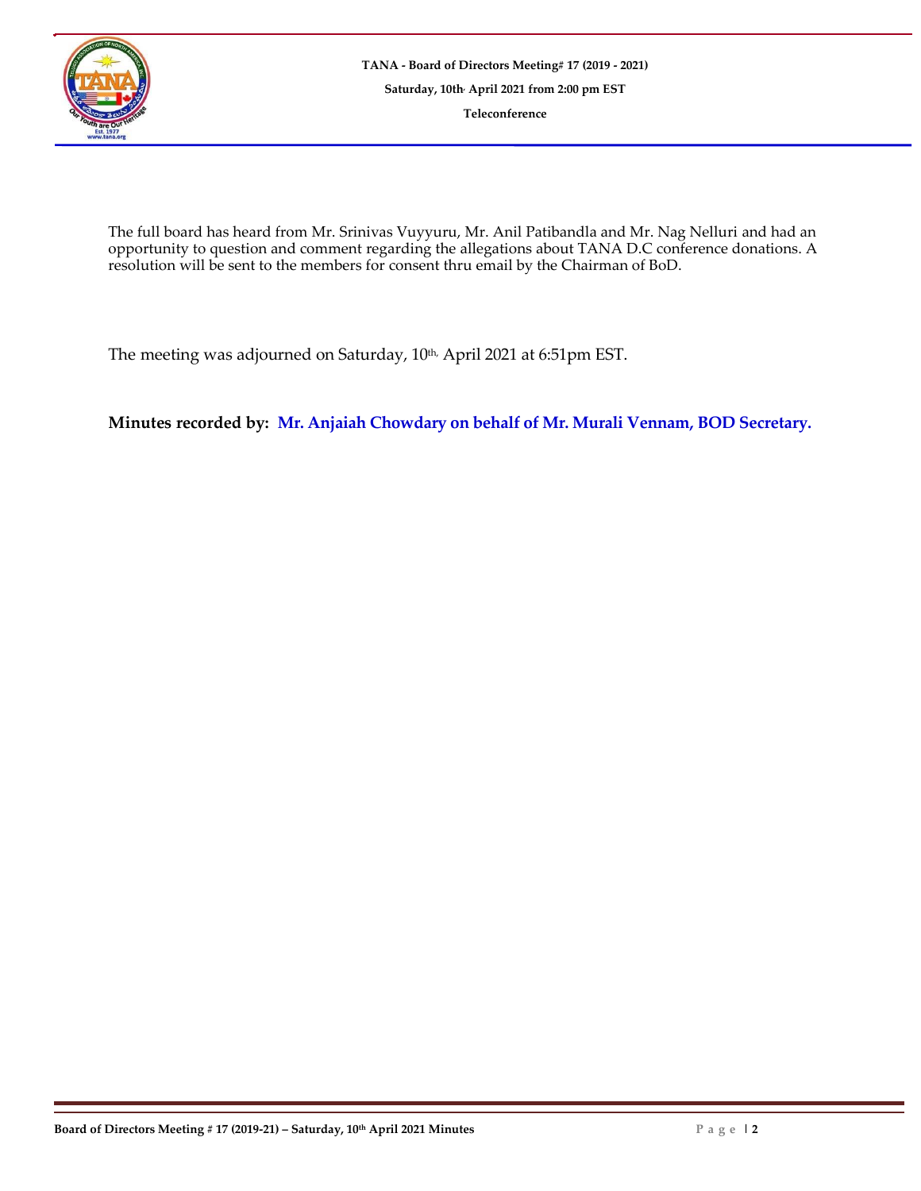The full board has heard from Mr. Srinivas Vuyyuru, Mr. Anil Patibandla and Mr. Nag Nelluri and had an opportunity to question and comment regarding the allegations about TANA D.C conference donations. A resolution will be sent to the members for consent thru email by the Chairman of BoD.

The meeting was adjourned on Saturday, 10th, April 2021 at 6:51pm EST.

**Minutes recorded by: Mr. Anjaiah Chowdary on behalf of Mr. Murali Vennam, BOD Secretary.**